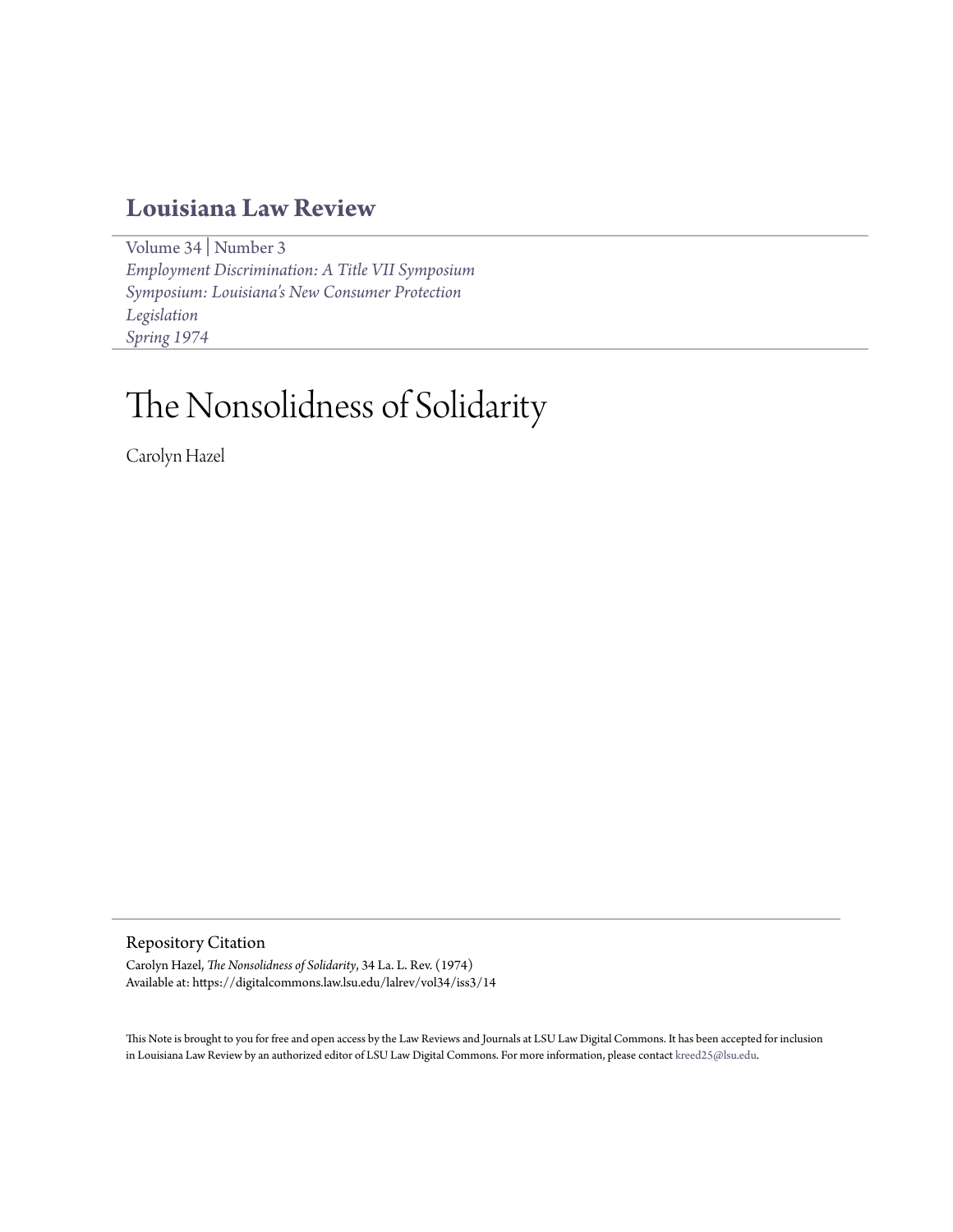# Louisiana Law Review

Volume 34 | Number 3
*Employment Discrimination: A Title VII Symposium*
*Symposium: Louisiana's New Consumer Protection Legislation*
*Spring 1974*

# The Nonsolidness of Solidarity

Carolyn Hazel

## Repository Citation

Carolyn Hazel, *The Nonsolidness of Solidarity*, 34 La. L. Rev. (1974)
Available at: https://digitalcommons.law.lsu.edu/lalrev/vol34/iss3/14

This Note is brought to you for free and open access by the Law Reviews and Journals at LSU Law Digital Commons. It has been accepted for inclusion in Louisiana Law Review by an authorized editor of LSU Law Digital Commons. For more information, please contact kreed25@lsu.edu.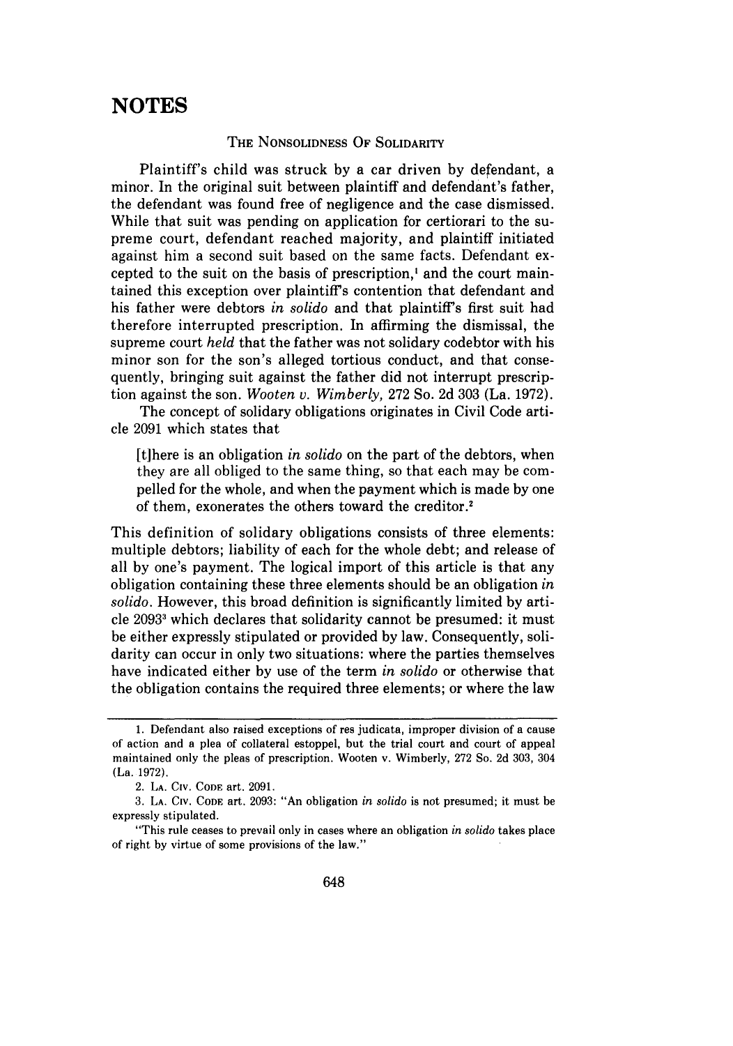# NOTES

## THE NONSOLIDNESS OF SOLIDARITY

Plaintiff's child was struck by a car driven by defendant, a minor. In the original suit between plaintiff and defendant's father, the defendant was found free of negligence and the case dismissed. While that suit was pending on application for certiorari to the supreme court, defendant reached majority, and plaintiff initiated against him a second suit based on the same facts. Defendant excepted to the suit on the basis of prescription,[1] and the court maintained this exception over plaintiff's contention that defendant and his father were debtors *in solido* and that plaintiff's first suit had therefore interrupted prescription. In affirming the dismissal, the supreme court *held* that the father was not solidary codebtor with his minor son for the son's alleged tortious conduct, and that consequently, bringing suit against the father did not interrupt prescription against the son. *Wooten v. Wimberly,* 272 So. 2d 303 (La. 1972).

The concept of solidary obligations originates in Civil Code article 2091 which states that

> [t]here is an obligation *in solido* on the part of the debtors, when they are all obliged to the same thing, so that each may be compelled for the whole, and when the payment which is made by one of them, exonerates the others toward the creditor.[2]

This definition of solidary obligations consists of three elements: multiple debtors; liability of each for the whole debt; and release of all by one's payment. The logical import of this article is that any obligation containing these three elements should be an obligation *in solido*. However, this broad definition is significantly limited by article 2093[3] which declares that solidarity cannot be presumed: it must be either expressly stipulated or provided by law. Consequently, solidarity can occur in only two situations: where the parties themselves have indicated either by use of the term *in solido* or otherwise that the obligation contains the required three elements; or where the law

---

1. Defendant also raised exceptions of res judicata, improper division of a cause of action and a plea of collateral estoppel, but the trial court and court of appeal maintained only the pleas of prescription. Wooten v. Wimberly, 272 So. 2d 303, 304 (La. 1972).

2. LA. CIV. CODE art. 2091.

3. LA. CIV. CODE art. 2093: "An obligation *in solido* is not presumed; it must be expressly stipulated.

"This rule ceases to prevail only in cases where an obligation *in solido* takes place of right by virtue of some provisions of the law."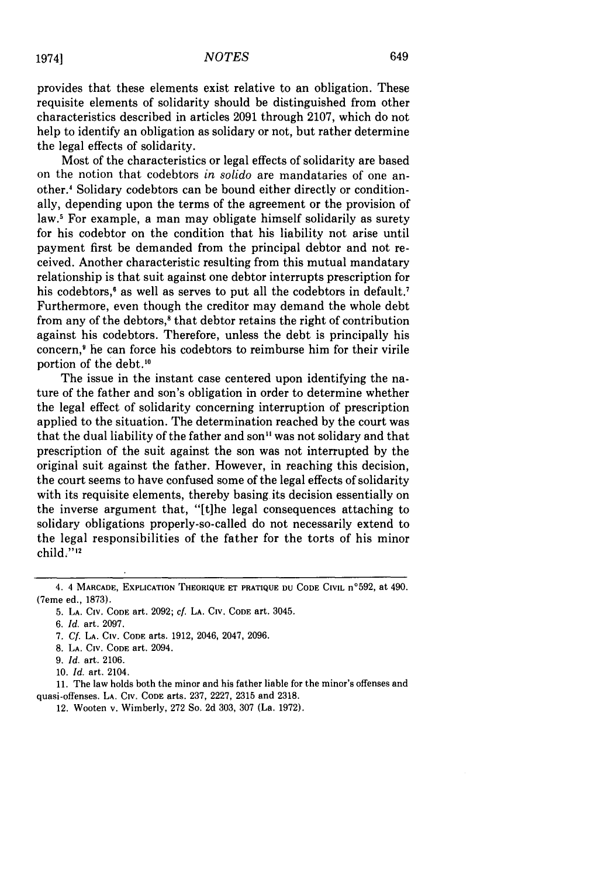provides that these elements exist relative to an obligation. These requisite elements of solidarity should be distinguished from other characteristics described in articles 2091 through 2107, which do not help to identify an obligation as solidary or not, but rather determine the legal effects of solidarity.

Most of the characteristics or legal effects of solidarity are based on the notion that codebtors *in solido* are mandataries of one another.[4] Solidary codebtors can be bound either directly or conditionally, depending upon the terms of the agreement or the provision of law.[5] For example, a man may obligate himself solidarily as surety for his codebtor on the condition that his liability not arise until payment first be demanded from the principal debtor and not received. Another characteristic resulting from this mutual mandatary relationship is that suit against one debtor interrupts prescription for his codebtors,[6] as well as serves to put all the codebtors in default.[7] Furthermore, even though the creditor may demand the whole debt from any of the debtors,[8] that debtor retains the right of contribution against his codebtors. Therefore, unless the debt is principally his concern,[9] he can force his codebtors to reimburse him for their virile portion of the debt.[10]

The issue in the instant case centered upon identifying the nature of the father and son's obligation in order to determine whether the legal effect of solidarity concerning interruption of prescription applied to the situation. The determination reached by the court was that the dual liability of the father and son[11] was not solidary and that prescription of the suit against the son was not interrupted by the original suit against the father. However, in reaching this decision, the court seems to have confused some of the legal effects of solidarity with its requisite elements, thereby basing its decision essentially on the inverse argument that, "[t]he legal consequences attaching to solidary obligations properly-so-called do not necessarily extend to the legal responsibilities of the father for the torts of his minor child."[12]

---

4. 4 MARCADE, EXPLICATION THEORIQUE ET PRATIQUE DU CODE CIVIL n°592, at 490. (7eme ed., 1873).

5. LA. CIV. CODE art. 2092; *cf.* LA. CIV. CODE art. 3045.

6. *Id.* art. 2097.

7. *Cf.* LA. CIV. CODE arts. 1912, 2046, 2047, 2096.

8. LA. CIV. CODE art. 2094.

9. *Id.* art. 2106.

10. *Id.* art. 2104.

11. The law holds both the minor and his father liable for the minor's offenses and quasi-offenses. LA. CIV. CODE arts. 237, 2227, 2315 and 2318.

12. Wooten v. Wimberly, 272 So. 2d 303, 307 (La. 1972).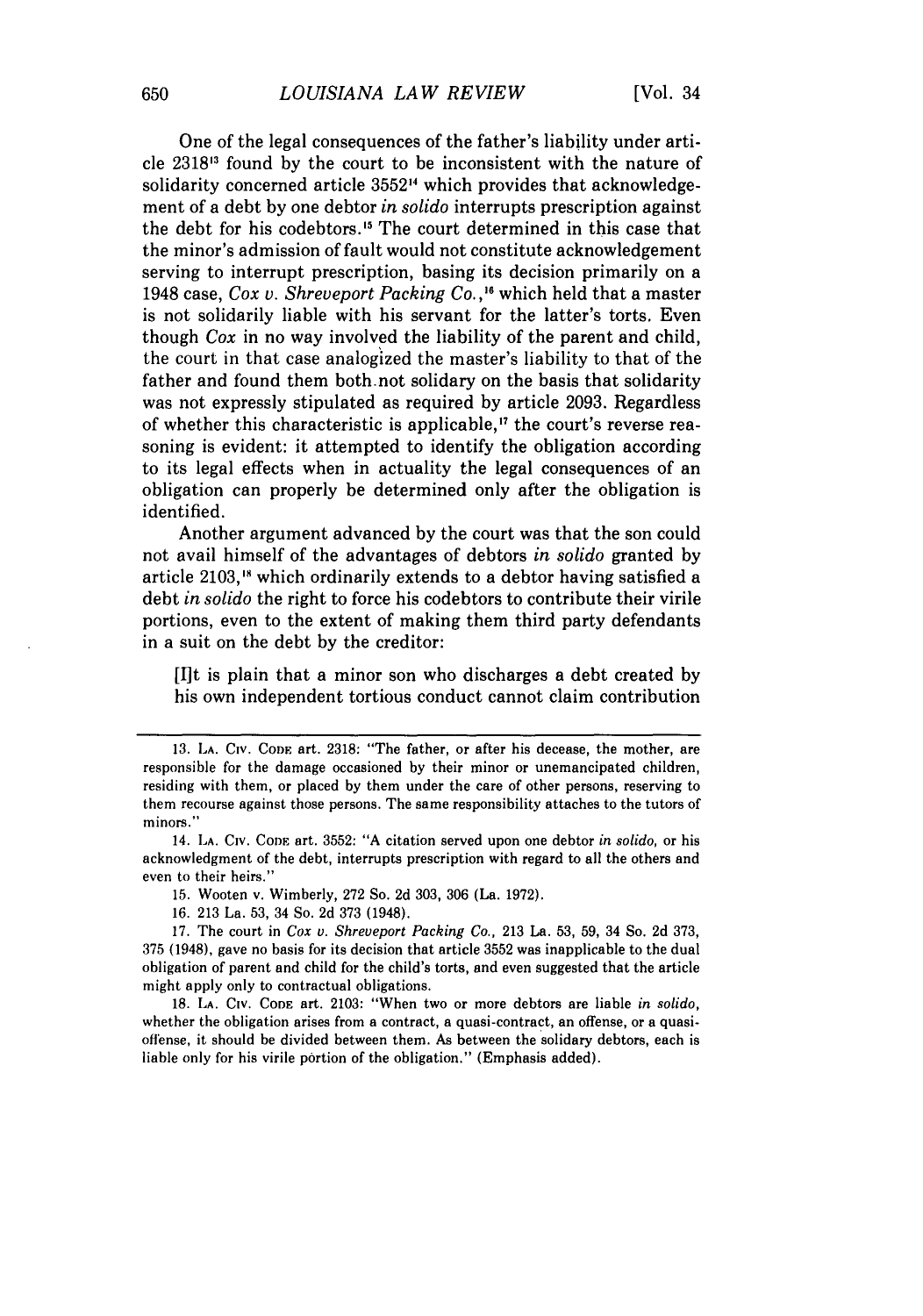One of the legal consequences of the father's liability under article 2318[13] found by the court to be inconsistent with the nature of solidarity concerned article 3552[14] which provides that acknowledgement of a debt by one debtor *in solido* interrupts prescription against the debt for his codebtors.[15] The court determined in this case that the minor's admission of fault would not constitute acknowledgement serving to interrupt prescription, basing its decision primarily on a 1948 case, *Cox v. Shreveport Packing Co.*,[16] which held that a master is not solidarily liable with his servant for the latter's torts. Even though *Cox* in no way involved the liability of the parent and child, the court in that case analogized the master's liability to that of the father and found them both not solidary on the basis that solidarity was not expressly stipulated as required by article 2093. Regardless of whether this characteristic is applicable,[17] the court's reverse reasoning is evident: it attempted to identify the obligation according to its legal effects when in actuality the legal consequences of an obligation can properly be determined only after the obligation is identified.

Another argument advanced by the court was that the son could not avail himself of the advantages of debtors *in solido* granted by article 2103,[18] which ordinarily extends to a debtor having satisfied a debt *in solido* the right to force his codebtors to contribute their virile portions, even to the extent of making them third party defendants in a suit on the debt by the creditor:

> [I]t is plain that a minor son who discharges a debt created by his own independent tortious conduct cannot claim contribution

---

13. LA. CIV. CODE art. 2318: "The father, or after his decease, the mother, are responsible for the damage occasioned by their minor or unemancipated children, residing with them, or placed by them under the care of other persons, reserving to them recourse against those persons. The same responsibility attaches to the tutors of minors."

14. LA. CIV. CODE art. 3552: "A citation served upon one debtor *in solido*, or his acknowledgment of the debt, interrupts prescription with regard to all the others and even to their heirs."

15. Wooten v. Wimberly, 272 So. 2d 303, 306 (La. 1972).

16. 213 La. 53, 34 So. 2d 373 (1948).

17. The court in *Cox v. Shreveport Packing Co.*, 213 La. 53, 59, 34 So. 2d 373, 375 (1948), gave no basis for its decision that article 3552 was inapplicable to the dual obligation of parent and child for the child's torts, and even suggested that the article might apply only to contractual obligations.

18. LA. CIV. CODE art. 2103: "When two or more debtors are liable *in solido*, whether the obligation arises from a contract, a quasi-contract, an offense, or a quasi-offense, it should be divided between them. As between the solidary debtors, each is liable only for his virile portion of the obligation." (Emphasis added).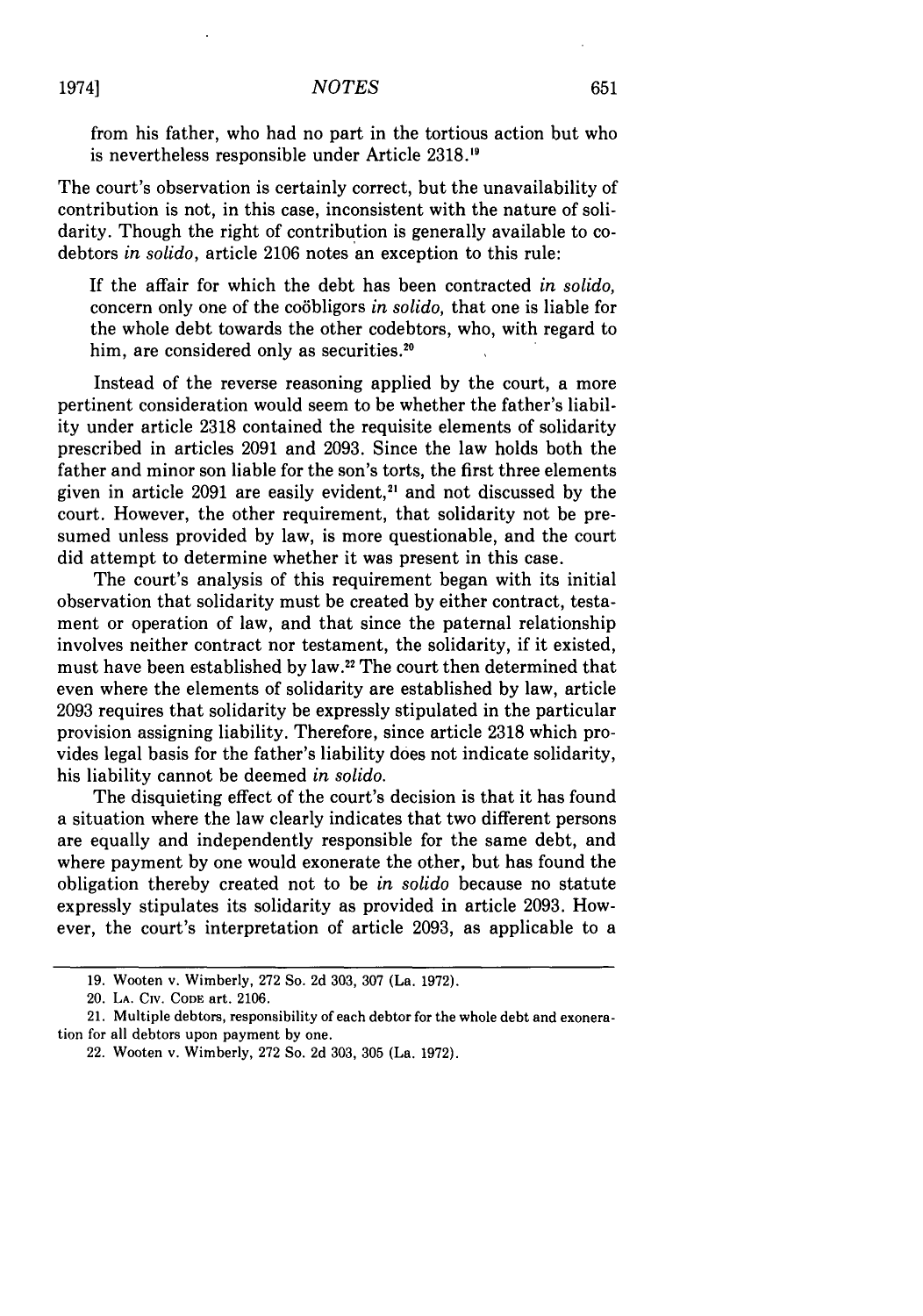from his father, who had no part in the tortious action but who is nevertheless responsible under Article 2318.[19]

The court's observation is certainly correct, but the unavailability of contribution is not, in this case, inconsistent with the nature of solidarity. Though the right of contribution is generally available to codebtors *in solido*, article 2106 notes an exception to this rule:

> If the affair for which the debt has been contracted *in solido*, concern only one of the coöbligors *in solido*, that one is liable for the whole debt towards the other codebtors, who, with regard to him, are considered only as securities.[20]

Instead of the reverse reasoning applied by the court, a more pertinent consideration would seem to be whether the father's liability under article 2318 contained the requisite elements of solidarity prescribed in articles 2091 and 2093. Since the law holds both the father and minor son liable for the son's torts, the first three elements given in article 2091 are easily evident,[21] and not discussed by the court. However, the other requirement, that solidarity not be presumed unless provided by law, is more questionable, and the court did attempt to determine whether it was present in this case.

The court's analysis of this requirement began with its initial observation that solidarity must be created by either contract, testament or operation of law, and that since the paternal relationship involves neither contract nor testament, the solidarity, if it existed, must have been established by law.[22] The court then determined that even where the elements of solidarity are established by law, article 2093 requires that solidarity be expressly stipulated in the particular provision assigning liability. Therefore, since article 2318 which provides legal basis for the father's liability does not indicate solidarity, his liability cannot be deemed *in solido*.

The disquieting effect of the court's decision is that it has found a situation where the law clearly indicates that two different persons are equally and independently responsible for the same debt, and where payment by one would exonerate the other, but has found the obligation thereby created not to be *in solido* because no statute expressly stipulates its solidarity as provided in article 2093. However, the court's interpretation of article 2093, as applicable to a

---

19. Wooten v. Wimberly, 272 So. 2d 303, 307 (La. 1972).

20. LA. CIV. CODE art. 2106.

21. Multiple debtors, responsibility of each debtor for the whole debt and exoneration for all debtors upon payment by one.

22. Wooten v. Wimberly, 272 So. 2d 303, 305 (La. 1972).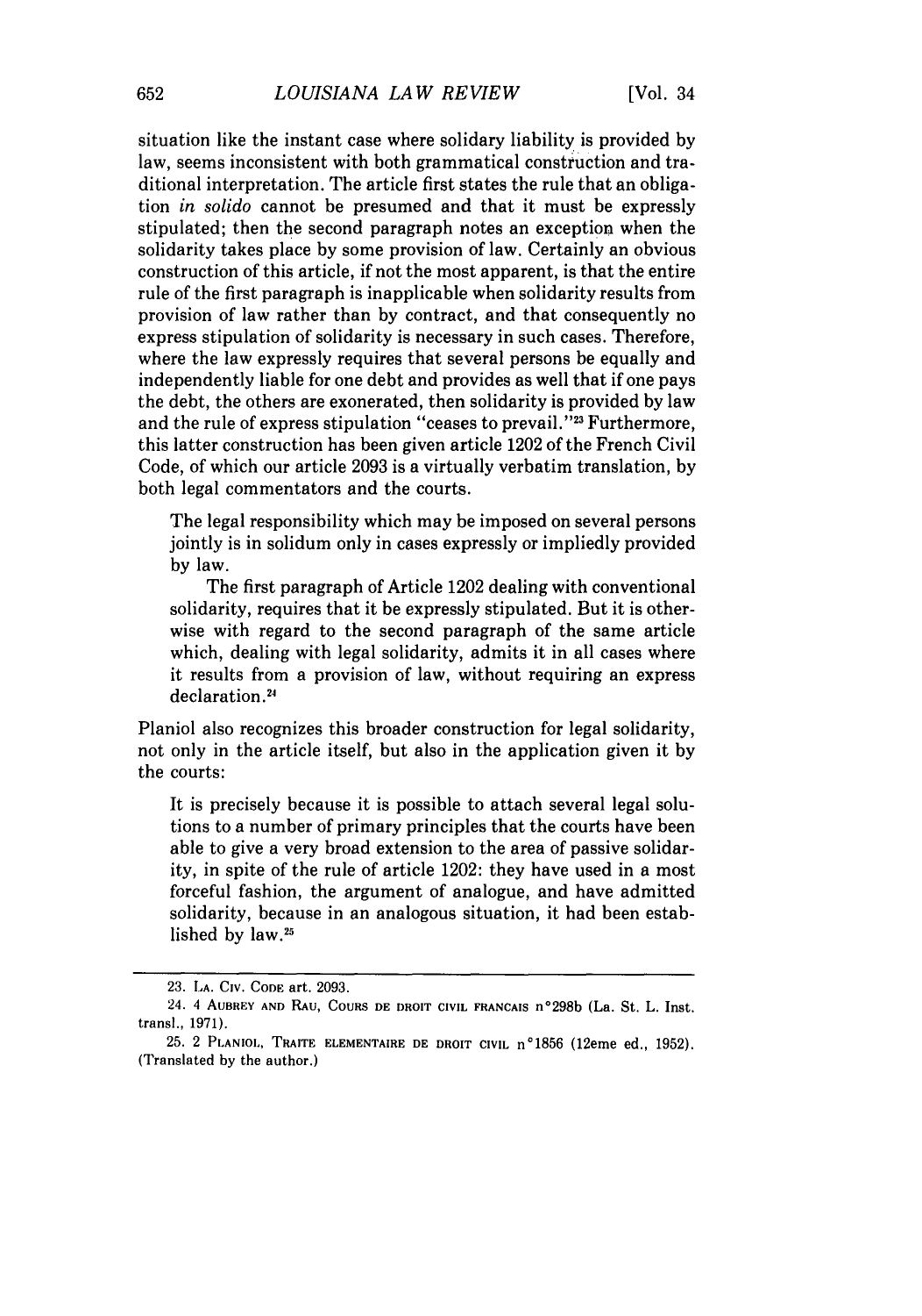situation like the instant case where solidary liability is provided by law, seems inconsistent with both grammatical construction and traditional interpretation. The article first states the rule that an obligation *in solido* cannot be presumed and that it must be expressly stipulated; then the second paragraph notes an exception when the solidarity takes place by some provision of law. Certainly an obvious construction of this article, if not the most apparent, is that the entire rule of the first paragraph is inapplicable when solidarity results from provision of law rather than by contract, and that consequently no express stipulation of solidarity is necessary in such cases. Therefore, where the law expressly requires that several persons be equally and independently liable for one debt and provides as well that if one pays the debt, the others are exonerated, then solidarity is provided by law and the rule of express stipulation "ceases to prevail."[23] Furthermore, this latter construction has been given article 1202 of the French Civil Code, of which our article 2093 is a virtually verbatim translation, by both legal commentators and the courts.

> The legal responsibility which may be imposed on several persons jointly is in solidum only in cases expressly or impliedly provided by law.
>
> The first paragraph of Article 1202 dealing with conventional solidarity, requires that it be expressly stipulated. But it is otherwise with regard to the second paragraph of the same article which, dealing with legal solidarity, admits it in all cases where it results from a provision of law, without requiring an express declaration.[24]

Planiol also recognizes this broader construction for legal solidarity, not only in the article itself, but also in the application given it by the courts:

> It is precisely because it is possible to attach several legal solutions to a number of primary principles that the courts have been able to give a very broad extension to the area of passive solidarity, in spite of the rule of article 1202: they have used in a most forceful fashion, the argument of analogue, and have admitted solidarity, because in an analogous situation, it had been established by law.[25]

---

23. LA. CIV. CODE art. 2093.

24. 4 AUBREY AND RAU, COURS DE DROIT CIVIL FRANCAIS n°298b (La. St. L. Inst. transl., 1971).

25. 2 PLANIOL, TRAITE ELEMENTAIRE DE DROIT CIVIL n°1856 (12eme ed., 1952). (Translated by the author.)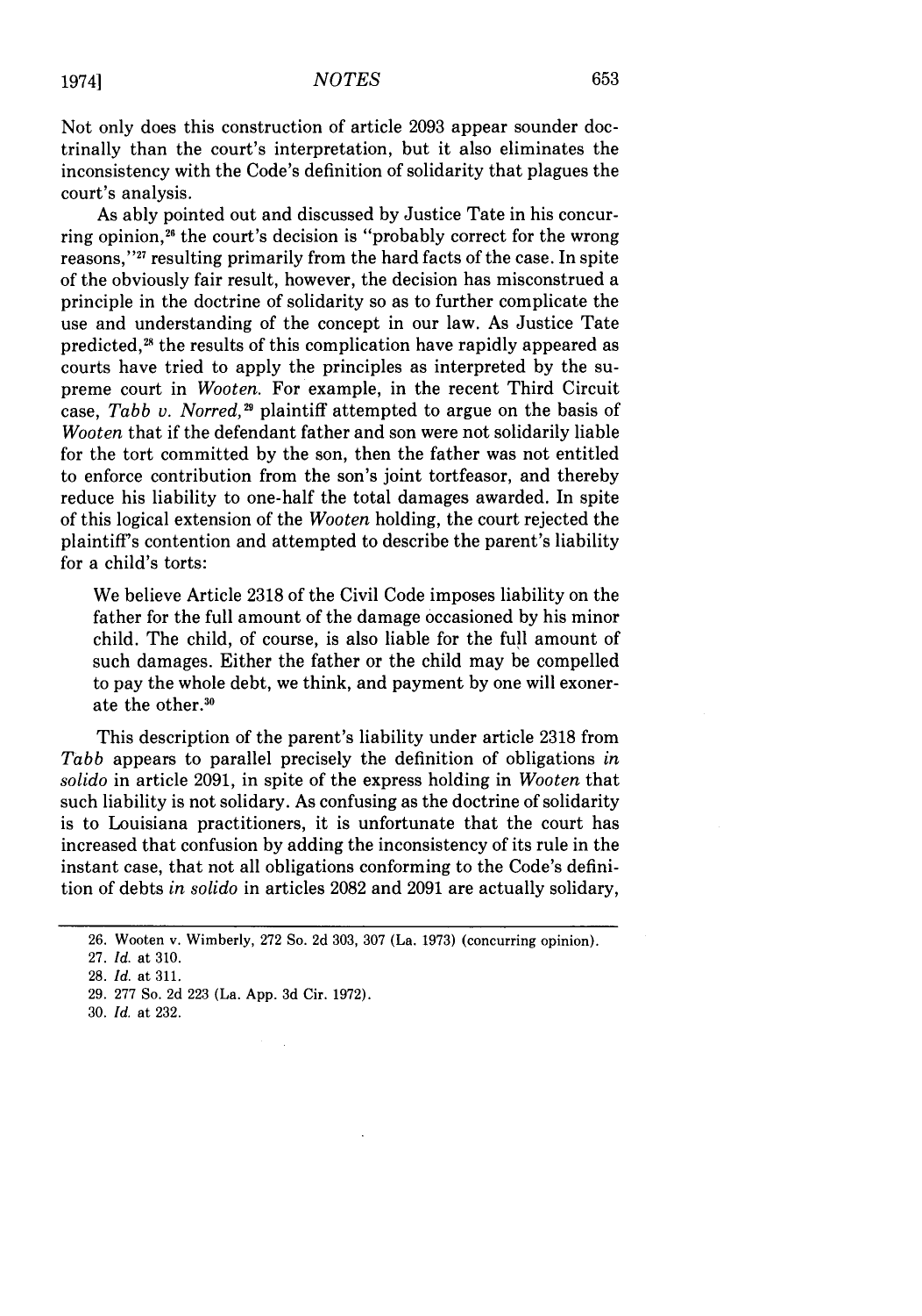Not only does this construction of article 2093 appear sounder doctrinally than the court's interpretation, but it also eliminates the inconsistency with the Code's definition of solidarity that plagues the court's analysis.

As ably pointed out and discussed by Justice Tate in his concurring opinion,[26] the court's decision is "probably correct for the wrong reasons,"[27] resulting primarily from the hard facts of the case. In spite of the obviously fair result, however, the decision has misconstrued a principle in the doctrine of solidarity so as to further complicate the use and understanding of the concept in our law. As Justice Tate predicted,[28] the results of this complication have rapidly appeared as courts have tried to apply the principles as interpreted by the supreme court in *Wooten*. For example, in the recent Third Circuit case, *Tabb v. Norred*,[29] plaintiff attempted to argue on the basis of *Wooten* that if the defendant father and son were not solidarily liable for the tort committed by the son, then the father was not entitled to enforce contribution from the son's joint tortfeasor, and thereby reduce his liability to one-half the total damages awarded. In spite of this logical extension of the *Wooten* holding, the court rejected the plaintiff's contention and attempted to describe the parent's liability for a child's torts:

> We believe Article 2318 of the Civil Code imposes liability on the father for the full amount of the damage occasioned by his minor child. The child, of course, is also liable for the full amount of such damages. Either the father or the child may be compelled to pay the whole debt, we think, and payment by one will exonerate the other.[30]

This description of the parent's liability under article 2318 from *Tabb* appears to parallel precisely the definition of obligations *in solido* in article 2091, in spite of the express holding in *Wooten* that such liability is not solidary. As confusing as the doctrine of solidarity is to Louisiana practitioners, it is unfortunate that the court has increased that confusion by adding the inconsistency of its rule in the instant case, that not all obligations conforming to the Code's definition of debts *in solido* in articles 2082 and 2091 are actually solidary,

---

26. Wooten v. Wimberly, 272 So. 2d 303, 307 (La. 1973) (concurring opinion).

27. *Id.* at 310.

28. *Id.* at 311.

29. 277 So. 2d 223 (La. App. 3d Cir. 1972).

30. *Id.* at 232.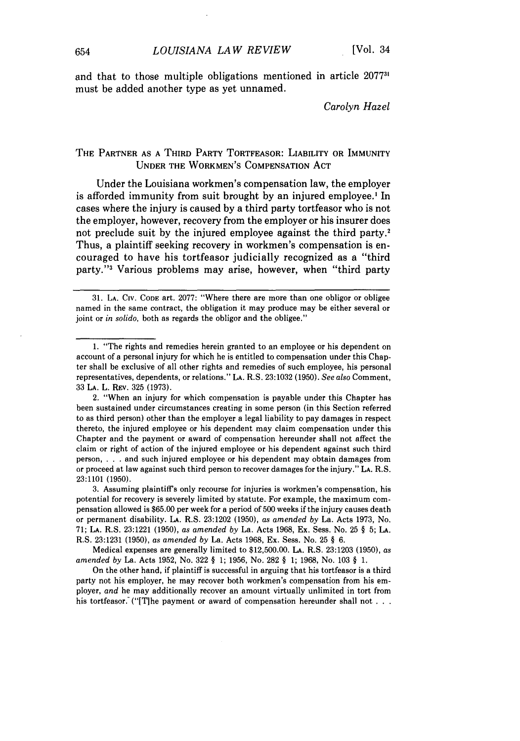and that to those multiple obligations mentioned in article 2077[31] must be added another type as yet unnamed.

*Carolyn Hazel*

## THE PARTNER AS A THIRD PARTY TORTFEASOR: LIABILITY OR IMMUNITY UNDER THE WORKMEN'S COMPENSATION ACT

Under the Louisiana workmen's compensation law, the employer is afforded immunity from suit brought by an injured employee.[1] In cases where the injury is caused by a third party tortfeasor who is not the employer, however, recovery from the employer or his insurer does not preclude suit by the injured employee against the third party.[2] Thus, a plaintiff seeking recovery in workmen's compensation is encouraged to have his tortfeasor judicially recognized as a "third party."[3] Various problems may arise, however, when "third party

---

31. LA. CIV. CODE art. 2077: "Where there are more than one obligor or obligee named in the same contract, the obligation it may produce may be either several or joint or *in solido*, both as regards the obligor and the obligee."

---

1. "The rights and remedies herein granted to an employee or his dependent on account of a personal injury for which he is entitled to compensation under this Chapter shall be exclusive of all other rights and remedies of such employee, his personal representatives, dependents, or relations." LA. R.S. 23:1032 (1950). *See also* Comment, 33 LA. L. REV. 325 (1973).

2. "When an injury for which compensation is payable under this Chapter has been sustained under circumstances creating in some person (in this Section referred to as third person) other than the employer a legal liability to pay damages in respect thereto, the injured employee or his dependent may claim compensation under this Chapter and the payment or award of compensation hereunder shall not affect the claim or right of action of the injured employee or his dependent against such third person, . . . and such injured employee or his dependent may obtain damages from or proceed at law against such third person to recover damages for the injury." LA. R.S. 23:1101 (1950).

3. Assuming plaintiff's only recourse for injuries is workmen's compensation, his potential for recovery is severely limited by statute. For example, the maximum compensation allowed is $65.00 per week for a period of 500 weeks if the injury causes death or permanent disability. LA. R.S. 23:1202 (1950), *as amended by* La. Acts 1973, No. 71; LA. R.S. 23:1221 (1950), *as amended by* La. Acts 1968, Ex. Sess. No. 25 § 5; LA. R.S. 23:1231 (1950), *as amended by* La. Acts 1968, Ex. Sess. No. 25 § 6.

Medical expenses are generally limited to $12,500.00. LA. R.S. 23:1203 (1950), *as amended by* La. Acts 1952, No. 322 § 1; 1956, No. 282 § 1; 1968, No. 103 § 1.

On the other hand, if plaintiff is successful in arguing that his tortfeasor is a third party not his employer, he may recover both workmen's compensation from his employer, *and* he may additionally recover an amount virtually unlimited in tort from his tortfeasor. ("[T]he payment or award of compensation hereunder shall not . . .